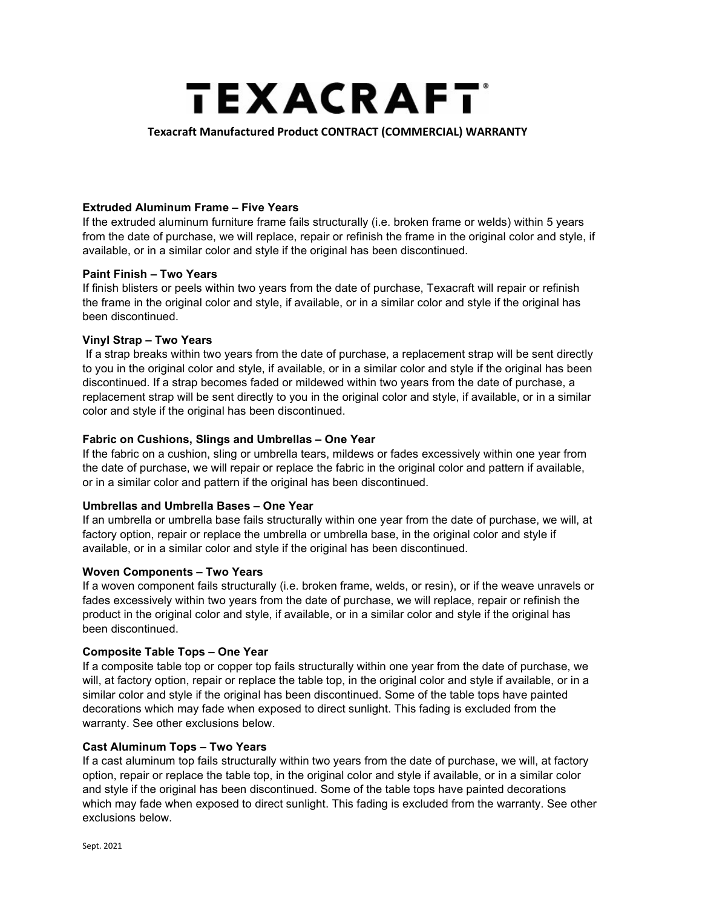# TEXACRAFT®

## Texacraft Manufactured Product CONTRACT (COMMERCIAL) WARRANTY

### Extruded Aluminum Frame – Five Years

If the extruded aluminum furniture frame fails structurally (i.e. broken frame or welds) within 5 years from the date of purchase, we will replace, repair or refinish the frame in the original color and style, if available, or in a similar color and style if the original has been discontinued.

### Paint Finish – Two Years

If finish blisters or peels within two years from the date of purchase, Texacraft will repair or refinish the frame in the original color and style, if available, or in a similar color and style if the original has been discontinued.

### Vinyl Strap – Two Years

If a strap breaks within two years from the date of purchase, a replacement strap will be sent directly to you in the original color and style, if available, or in a similar color and style if the original has been discontinued. If a strap becomes faded or mildewed within two years from the date of purchase, a replacement strap will be sent directly to you in the original color and style, if available, or in a similar color and style if the original has been discontinued.

### Fabric on Cushions, Slings and Umbrellas – One Year

If the fabric on a cushion, sling or umbrella tears, mildews or fades excessively within one year from the date of purchase, we will repair or replace the fabric in the original color and pattern if available, or in a similar color and pattern if the original has been discontinued.

### Umbrellas and Umbrella Bases – One Year

If an umbrella or umbrella base fails structurally within one year from the date of purchase, we will, at factory option, repair or replace the umbrella or umbrella base, in the original color and style if available, or in a similar color and style if the original has been discontinued.

### Woven Components – Two Years

If a woven component fails structurally (i.e. broken frame, welds, or resin), or if the weave unravels or fades excessively within two years from the date of purchase, we will replace, repair or refinish the product in the original color and style, if available, or in a similar color and style if the original has been discontinued.

### Composite Table Tops – One Year

If a composite table top or copper top fails structurally within one year from the date of purchase, we will, at factory option, repair or replace the table top, in the original color and style if available, or in a similar color and style if the original has been discontinued. Some of the table tops have painted decorations which may fade when exposed to direct sunlight. This fading is excluded from the warranty. See other exclusions below.

### Cast Aluminum Tops – Two Years

If a cast aluminum top fails structurally within two years from the date of purchase, we will, at factory option, repair or replace the table top, in the original color and style if available, or in a similar color and style if the original has been discontinued. Some of the table tops have painted decorations which may fade when exposed to direct sunlight. This fading is excluded from the warranty. See other exclusions below.

Sept. 2021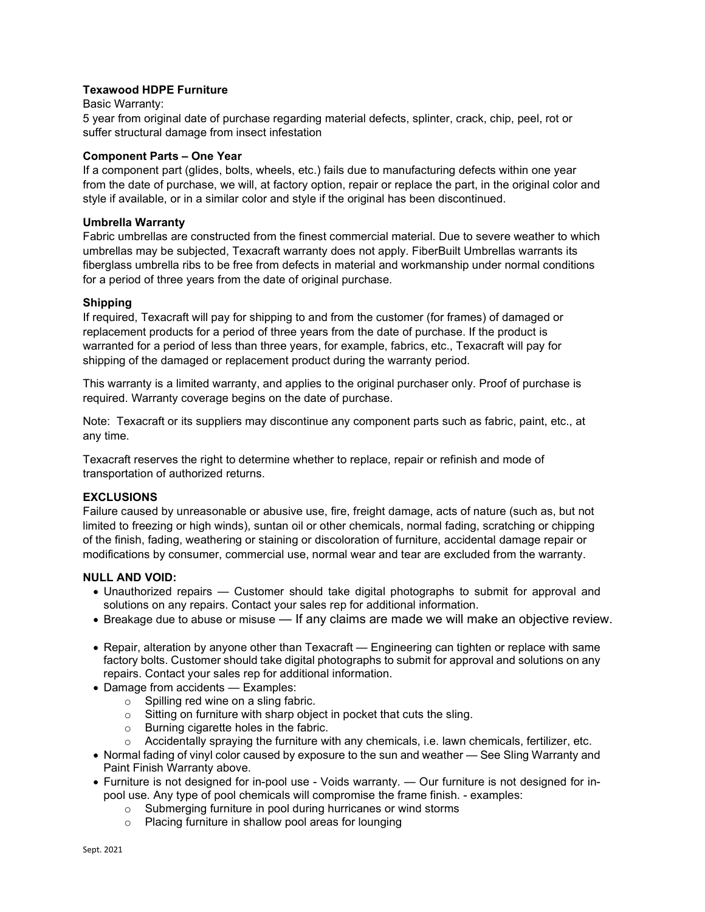**Texawood HDPE Furniture**

Basic Warranty:

5 year from original date of purchase regarding material defects, splinter, crack, chip, peel, rot or suffer structural damage from insect infestation

**Component Parts – One Year**

If a component part (glides, bolts, wheels, etc.) fails due to manufacturing defects within one year from the date of purchase, we will, at factory option, repair or replace the part, in the original color and style if available, or in a similar color and style if the original has been discontinued.

**Umbrella Warranty**

Fabric umbrellas are constructed from the finest commercial material. Due to severe weather to which umbrellas may be subjected, Texacraft warranty does not apply. FiberBuilt Umbrellas warrants its fiberglass umbrella ribs to be free from defects in material and workmanship under normal conditions for a period of three years from the date of original purchase.

**Shipping**

If required, Texacraft will pay for shipping to and from the customer (for frames) of damaged or replacement products for a period of three years from the date of purchase. If the product is warranted for a period of less than three years, for example, fabrics, etc., Texacraft will pay for shipping of the damaged or replacement product during the warranty period.

This warranty is a limited warranty, and applies to the original purchaser only. Proof of purchase is required. Warranty coverage begins on the date of purchase.

Note: Texacraft or its suppliers may discontinue any component parts such as fabric, paint, etc., at any time.

Texacraft reserves the right to determine whether to replace, repair or refinish and mode of transportation of authorized returns.

**EXCLUSIONS**

Failure caused by unreasonable or abusive use, fire, freight damage, acts of nature (such as, but not limited to freezing or high winds), suntan oil or other chemicals, normal fading, scratching or chipping of the finish, fading, weathering or staining or discoloration of furniture, accidental damage repair or modifications by consumer, commercial use, normal wear and tear are excluded from the warranty.

**NULL AND VOID:**

- Unauthorized repairs — Customer should take digital photographs to submit for approval and solutions on any repairs. Contact your sales rep for additional information.
- Breakage due to abuse or misuse — If any claims are made we will make an objective review.
- Repair, alteration by anyone other than Texacraft — Engineering can tighten or replace with same factory bolts. Customer should take digital photographs to submit for approval and solutions on any repairs. Contact your sales rep for additional information.
- Damage from accidents — Examples:
  - Spilling red wine on a sling fabric.
  - Sitting on furniture with sharp object in pocket that cuts the sling.
  - Burning cigarette holes in the fabric.
  - Accidentally spraying the furniture with any chemicals, i.e. lawn chemicals, fertilizer, etc.
- Normal fading of vinyl color caused by exposure to the sun and weather — See Sling Warranty and Paint Finish Warranty above.
- Furniture is not designed for in-pool use - Voids warranty. — Our furniture is not designed for in-pool use. Any type of pool chemicals will compromise the frame finish. - examples:
  - Submerging furniture in pool during hurricanes or wind storms
  - Placing furniture in shallow pool areas for lounging

Sept. 2021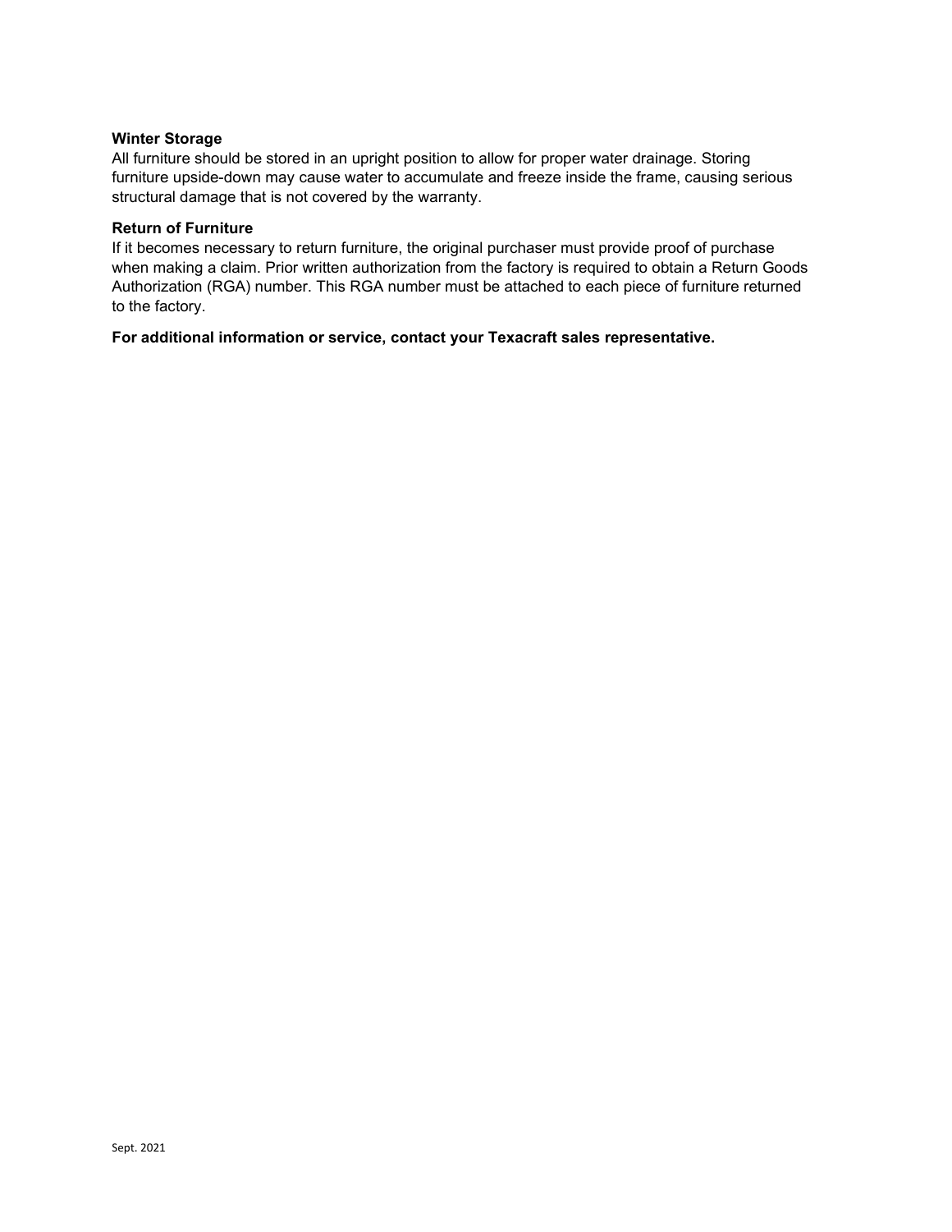**Winter Storage**

All furniture should be stored in an upright position to allow for proper water drainage. Storing furniture upside-down may cause water to accumulate and freeze inside the frame, causing serious structural damage that is not covered by the warranty.

**Return of Furniture**

If it becomes necessary to return furniture, the original purchaser must provide proof of purchase when making a claim. Prior written authorization from the factory is required to obtain a Return Goods Authorization (RGA) number. This RGA number must be attached to each piece of furniture returned to the factory.

**For additional information or service, contact your Texacraft sales representative.**

Sept. 2021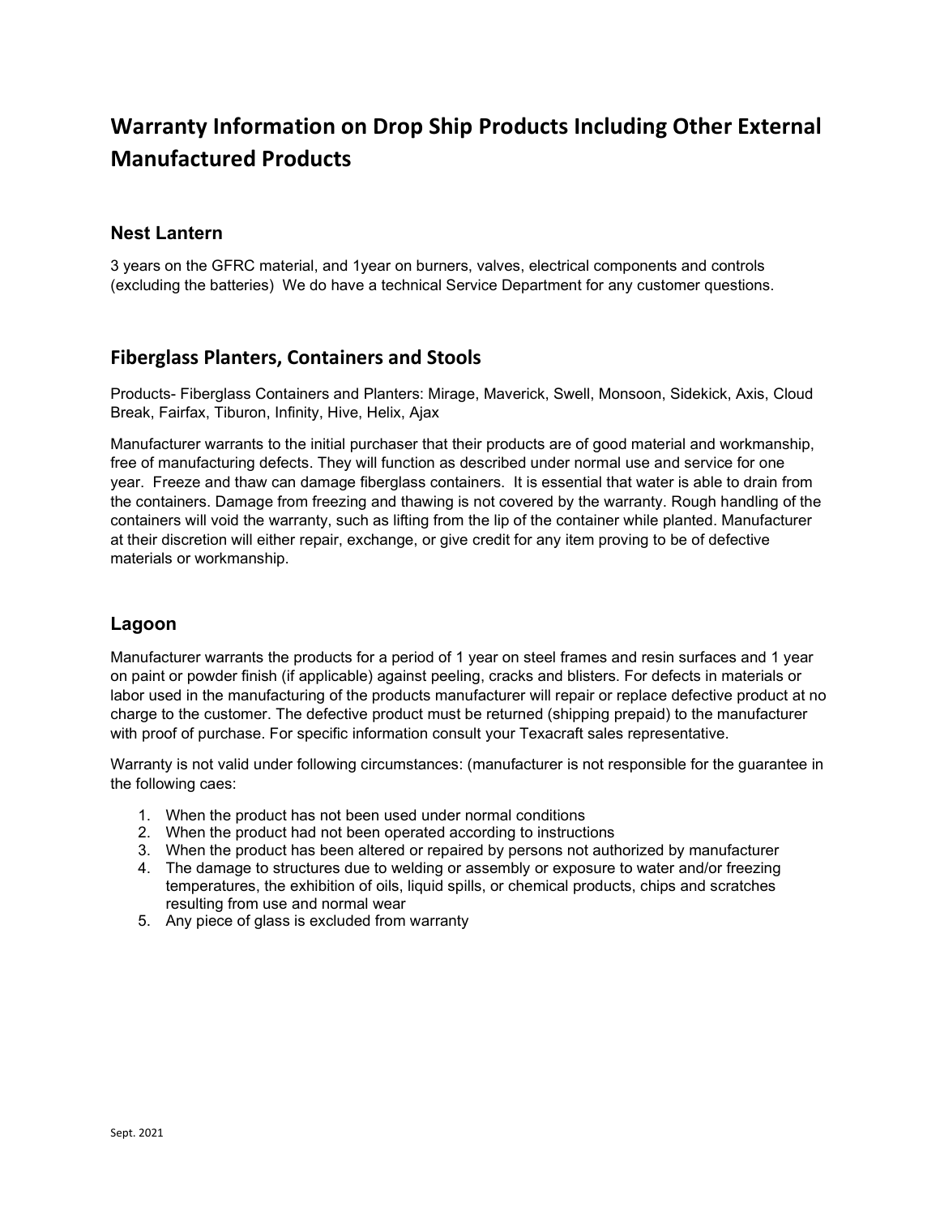# Warranty Information on Drop Ship Products Including Other External Manufactured Products

## Nest Lantern

3 years on the GFRC material, and 1year on burners, valves, electrical components and controls (excluding the batteries) We do have a technical Service Department for any customer questions.

## Fiberglass Planters, Containers and Stools

Products- Fiberglass Containers and Planters: Mirage, Maverick, Swell, Monsoon, Sidekick, Axis, Cloud Break, Fairfax, Tiburon, Infinity, Hive, Helix, Ajax

Manufacturer warrants to the initial purchaser that their products are of good material and workmanship, free of manufacturing defects. They will function as described under normal use and service for one year. Freeze and thaw can damage fiberglass containers. It is essential that water is able to drain from the containers. Damage from freezing and thawing is not covered by the warranty. Rough handling of the containers will void the warranty, such as lifting from the lip of the container while planted. Manufacturer at their discretion will either repair, exchange, or give credit for any item proving to be of defective materials or workmanship.

## Lagoon

Manufacturer warrants the products for a period of 1 year on steel frames and resin surfaces and 1 year on paint or powder finish (if applicable) against peeling, cracks and blisters. For defects in materials or labor used in the manufacturing of the products manufacturer will repair or replace defective product at no charge to the customer. The defective product must be returned (shipping prepaid) to the manufacturer with proof of purchase. For specific information consult your Texacraft sales representative.

Warranty is not valid under following circumstances: (manufacturer is not responsible for the guarantee in the following caes:

1. When the product has not been used under normal conditions
2. When the product had not been operated according to instructions
3. When the product has been altered or repaired by persons not authorized by manufacturer
4. The damage to structures due to welding or assembly or exposure to water and/or freezing temperatures, the exhibition of oils, liquid spills, or chemical products, chips and scratches resulting from use and normal wear
5. Any piece of glass is excluded from warranty

Sept. 2021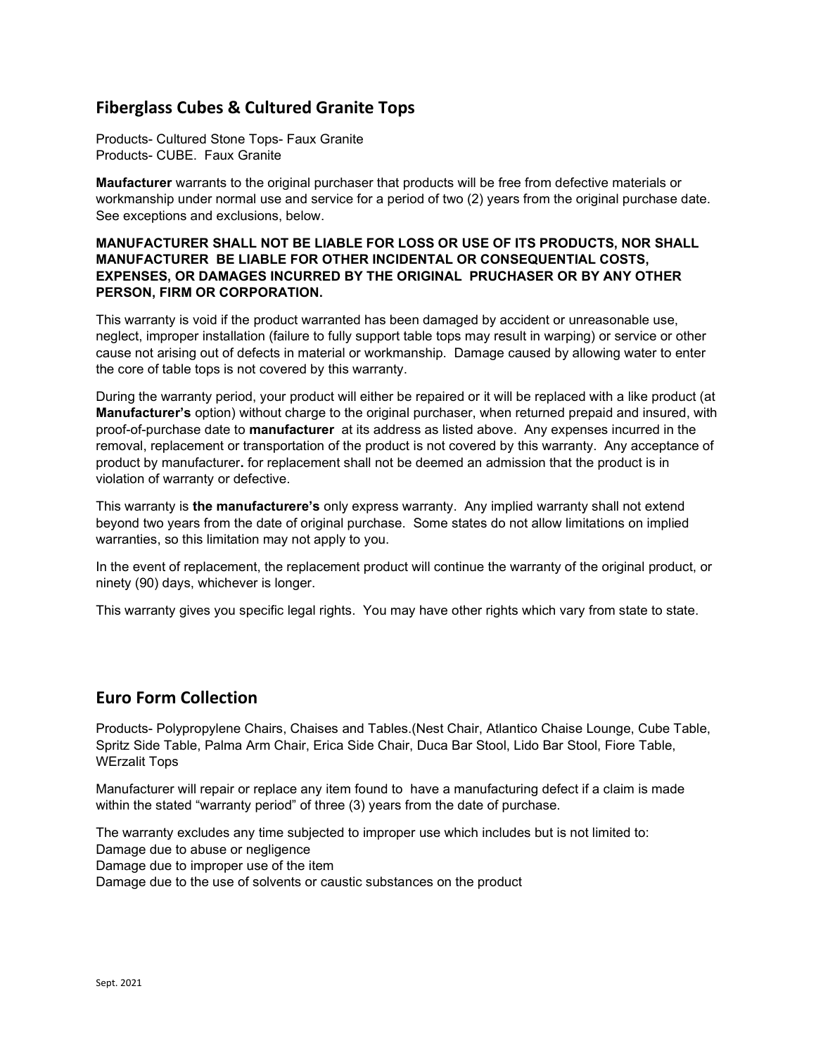## Fiberglass Cubes & Cultured Granite Tops

Products- Cultured Stone Tops- Faux Granite
Products- CUBE. Faux Granite

**Maufacturer** warrants to the original purchaser that products will be free from defective materials or workmanship under normal use and service for a period of two (2) years from the original purchase date. See exceptions and exclusions, below.

**MANUFACTURER SHALL NOT BE LIABLE FOR LOSS OR USE OF ITS PRODUCTS, NOR SHALL MANUFACTURER BE LIABLE FOR OTHER INCIDENTAL OR CONSEQUENTIAL COSTS, EXPENSES, OR DAMAGES INCURRED BY THE ORIGINAL PRUCHASER OR BY ANY OTHER PERSON, FIRM OR CORPORATION.**

This warranty is void if the product warranted has been damaged by accident or unreasonable use, neglect, improper installation (failure to fully support table tops may result in warping) or service or other cause not arising out of defects in material or workmanship. Damage caused by allowing water to enter the core of table tops is not covered by this warranty.

During the warranty period, your product will either be repaired or it will be replaced with a like product (at **Manufacturer's** option) without charge to the original purchaser, when returned prepaid and insured, with proof-of-purchase date to **manufacturer** at its address as listed above. Any expenses incurred in the removal, replacement or transportation of the product is not covered by this warranty. Any acceptance of product by manufacturer**.** for replacement shall not be deemed an admission that the product is in violation of warranty or defective.

This warranty is **the manufacturere's** only express warranty. Any implied warranty shall not extend beyond two years from the date of original purchase. Some states do not allow limitations on implied warranties, so this limitation may not apply to you.

In the event of replacement, the replacement product will continue the warranty of the original product, or ninety (90) days, whichever is longer.

This warranty gives you specific legal rights. You may have other rights which vary from state to state.

## Euro Form Collection

Products- Polypropylene Chairs, Chaises and Tables.(Nest Chair, Atlantico Chaise Lounge, Cube Table, Spritz Side Table, Palma Arm Chair, Erica Side Chair, Duca Bar Stool, Lido Bar Stool, Fiore Table, WErzalit Tops

Manufacturer will repair or replace any item found to have a manufacturing defect if a claim is made within the stated "warranty period" of three (3) years from the date of purchase.

The warranty excludes any time subjected to improper use which includes but is not limited to:
Damage due to abuse or negligence
Damage due to improper use of the item
Damage due to the use of solvents or caustic substances on the product

Sept. 2021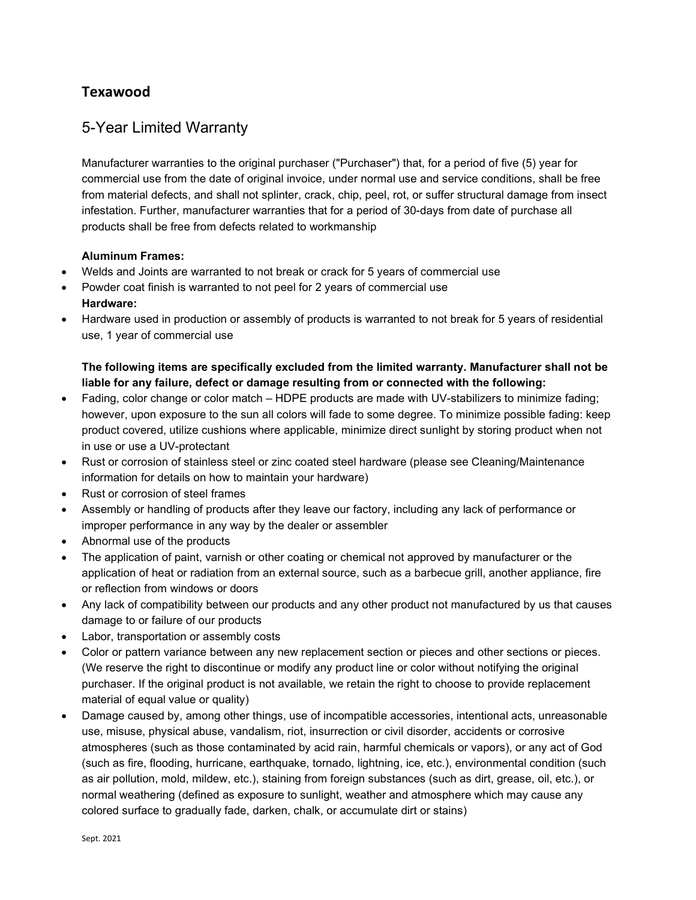## Texawood

## 5-Year Limited Warranty

Manufacturer warranties to the original purchaser ("Purchaser") that, for a period of five (5) year for commercial use from the date of original invoice, under normal use and service conditions, shall be free from material defects, and shall not splinter, crack, chip, peel, rot, or suffer structural damage from insect infestation. Further, manufacturer warranties that for a period of 30-days from date of purchase all products shall be free from defects related to workmanship

**Aluminum Frames:**

- Welds and Joints are warranted to not break or crack for 5 years of commercial use
- Powder coat finish is warranted to not peel for 2 years of commercial use

**Hardware:**

- Hardware used in production or assembly of products is warranted to not break for 5 years of residential use, 1 year of commercial use

**The following items are specifically excluded from the limited warranty. Manufacturer shall not be liable for any failure, defect or damage resulting from or connected with the following:**

- Fading, color change or color match – HDPE products are made with UV-stabilizers to minimize fading; however, upon exposure to the sun all colors will fade to some degree. To minimize possible fading: keep product covered, utilize cushions where applicable, minimize direct sunlight by storing product when not in use or use a UV-protectant
- Rust or corrosion of stainless steel or zinc coated steel hardware (please see Cleaning/Maintenance information for details on how to maintain your hardware)
- Rust or corrosion of steel frames
- Assembly or handling of products after they leave our factory, including any lack of performance or improper performance in any way by the dealer or assembler
- Abnormal use of the products
- The application of paint, varnish or other coating or chemical not approved by manufacturer or the application of heat or radiation from an external source, such as a barbecue grill, another appliance, fire or reflection from windows or doors
- Any lack of compatibility between our products and any other product not manufactured by us that causes damage to or failure of our products
- Labor, transportation or assembly costs
- Color or pattern variance between any new replacement section or pieces and other sections or pieces. (We reserve the right to discontinue or modify any product line or color without notifying the original purchaser. If the original product is not available, we retain the right to choose to provide replacement material of equal value or quality)
- Damage caused by, among other things, use of incompatible accessories, intentional acts, unreasonable use, misuse, physical abuse, vandalism, riot, insurrection or civil disorder, accidents or corrosive atmospheres (such as those contaminated by acid rain, harmful chemicals or vapors), or any act of God (such as fire, flooding, hurricane, earthquake, tornado, lightning, ice, etc.), environmental condition (such as air pollution, mold, mildew, etc.), staining from foreign substances (such as dirt, grease, oil, etc.), or normal weathering (defined as exposure to sunlight, weather and atmosphere which may cause any colored surface to gradually fade, darken, chalk, or accumulate dirt or stains)

Sept. 2021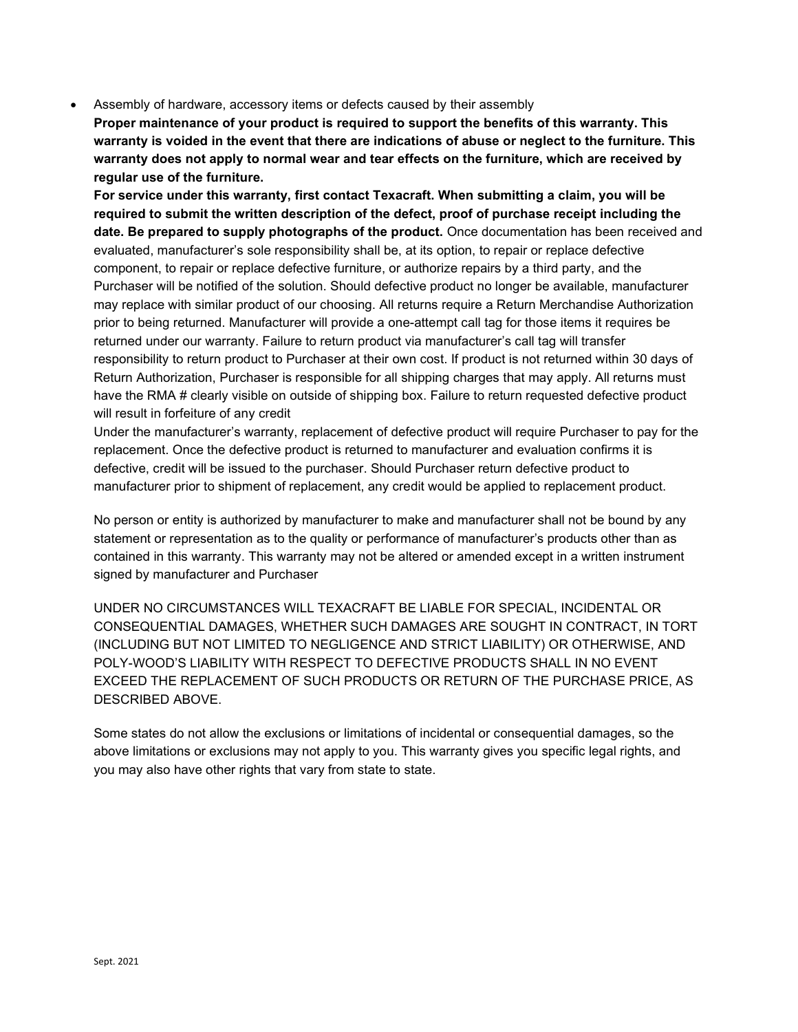- Assembly of hardware, accessory items or defects caused by their assembly

**Proper maintenance of your product is required to support the benefits of this warranty. This warranty is voided in the event that there are indications of abuse or neglect to the furniture. This warranty does not apply to normal wear and tear effects on the furniture, which are received by regular use of the furniture.**

**For service under this warranty, first contact Texacraft. When submitting a claim, you will be required to submit the written description of the defect, proof of purchase receipt including the date. Be prepared to supply photographs of the product.** Once documentation has been received and evaluated, manufacturer's sole responsibility shall be, at its option, to repair or replace defective component, to repair or replace defective furniture, or authorize repairs by a third party, and the Purchaser will be notified of the solution. Should defective product no longer be available, manufacturer may replace with similar product of our choosing. All returns require a Return Merchandise Authorization prior to being returned. Manufacturer will provide a one-attempt call tag for those items it requires be returned under our warranty. Failure to return product via manufacturer's call tag will transfer responsibility to return product to Purchaser at their own cost. If product is not returned within 30 days of Return Authorization, Purchaser is responsible for all shipping charges that may apply. All returns must have the RMA # clearly visible on outside of shipping box. Failure to return requested defective product will result in forfeiture of any credit

Under the manufacturer's warranty, replacement of defective product will require Purchaser to pay for the replacement. Once the defective product is returned to manufacturer and evaluation confirms it is defective, credit will be issued to the purchaser. Should Purchaser return defective product to manufacturer prior to shipment of replacement, any credit would be applied to replacement product.

No person or entity is authorized by manufacturer to make and manufacturer shall not be bound by any statement or representation as to the quality or performance of manufacturer's products other than as contained in this warranty. This warranty may not be altered or amended except in a written instrument signed by manufacturer and Purchaser

UNDER NO CIRCUMSTANCES WILL TEXACRAFT BE LIABLE FOR SPECIAL, INCIDENTAL OR CONSEQUENTIAL DAMAGES, WHETHER SUCH DAMAGES ARE SOUGHT IN CONTRACT, IN TORT (INCLUDING BUT NOT LIMITED TO NEGLIGENCE AND STRICT LIABILITY) OR OTHERWISE, AND POLY-WOOD'S LIABILITY WITH RESPECT TO DEFECTIVE PRODUCTS SHALL IN NO EVENT EXCEED THE REPLACEMENT OF SUCH PRODUCTS OR RETURN OF THE PURCHASE PRICE, AS DESCRIBED ABOVE.

Some states do not allow the exclusions or limitations of incidental or consequential damages, so the above limitations or exclusions may not apply to you. This warranty gives you specific legal rights, and you may also have other rights that vary from state to state.

Sept. 2021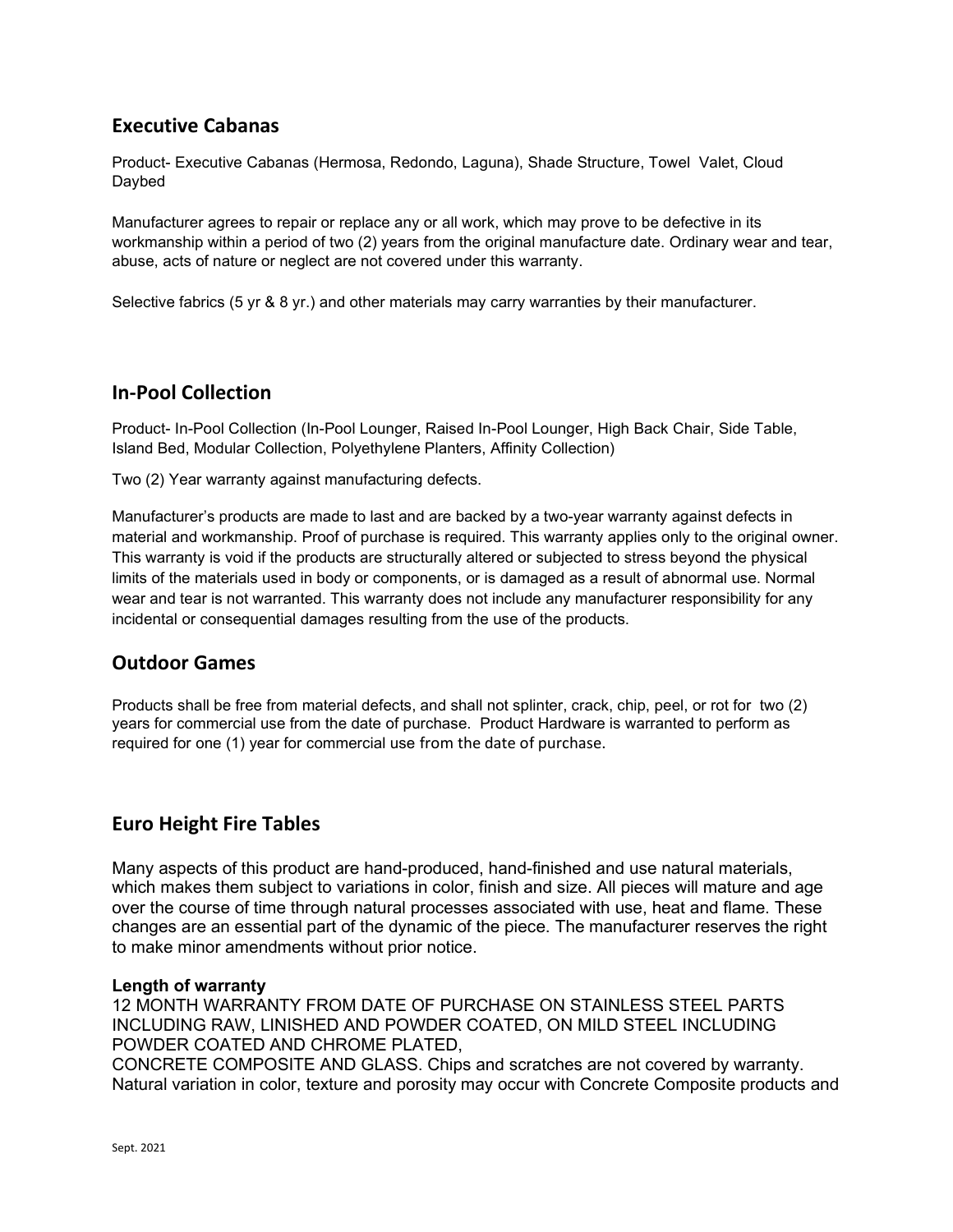## Executive Cabanas

Product- Executive Cabanas (Hermosa, Redondo, Laguna), Shade Structure, Towel Valet, Cloud Daybed

Manufacturer agrees to repair or replace any or all work, which may prove to be defective in its workmanship within a period of two (2) years from the original manufacture date. Ordinary wear and tear, abuse, acts of nature or neglect are not covered under this warranty.

Selective fabrics (5 yr & 8 yr.) and other materials may carry warranties by their manufacturer.

## In-Pool Collection

Product- In-Pool Collection (In-Pool Lounger, Raised In-Pool Lounger, High Back Chair, Side Table, Island Bed, Modular Collection, Polyethylene Planters, Affinity Collection)

Two (2) Year warranty against manufacturing defects.

Manufacturer's products are made to last and are backed by a two-year warranty against defects in material and workmanship. Proof of purchase is required. This warranty applies only to the original owner. This warranty is void if the products are structurally altered or subjected to stress beyond the physical limits of the materials used in body or components, or is damaged as a result of abnormal use. Normal wear and tear is not warranted. This warranty does not include any manufacturer responsibility for any incidental or consequential damages resulting from the use of the products.

## Outdoor Games

Products shall be free from material defects, and shall not splinter, crack, chip, peel, or rot for two (2) years for commercial use from the date of purchase. Product Hardware is warranted to perform as required for one (1) year for commercial use from the date of purchase.

## Euro Height Fire Tables

Many aspects of this product are hand-produced, hand-finished and use natural materials, which makes them subject to variations in color, finish and size. All pieces will mature and age over the course of time through natural processes associated with use, heat and flame. These changes are an essential part of the dynamic of the piece. The manufacturer reserves the right to make minor amendments without prior notice.

**Length of warranty**

12 MONTH WARRANTY FROM DATE OF PURCHASE ON STAINLESS STEEL PARTS INCLUDING RAW, LINISHED AND POWDER COATED, ON MILD STEEL INCLUDING POWDER COATED AND CHROME PLATED,
CONCRETE COMPOSITE AND GLASS. Chips and scratches are not covered by warranty. Natural variation in color, texture and porosity may occur with Concrete Composite products and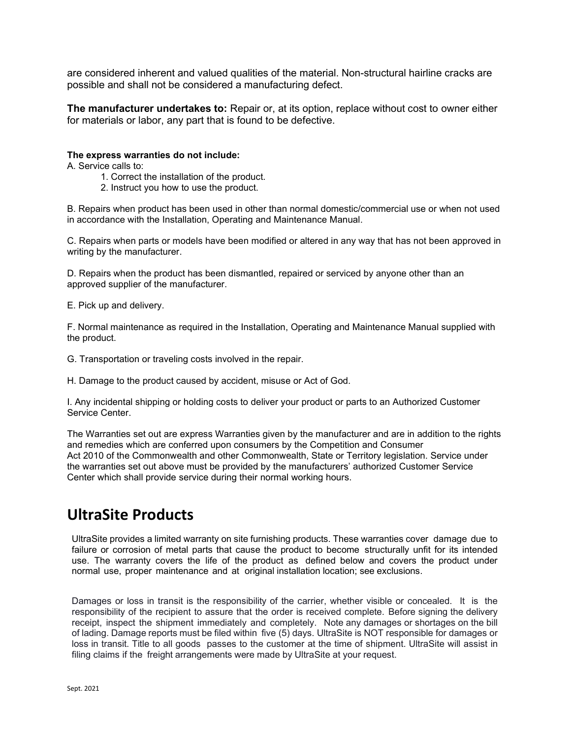are considered inherent and valued qualities of the material. Non-structural hairline cracks are possible and shall not be considered a manufacturing defect.

**The manufacturer undertakes to:** Repair or, at its option, replace without cost to owner either for materials or labor, any part that is found to be defective.

**The express warranties do not include:**

A. Service calls to:

1. Correct the installation of the product.
2. Instruct you how to use the product.

B. Repairs when product has been used in other than normal domestic/commercial use or when not used in accordance with the Installation, Operating and Maintenance Manual.

C. Repairs when parts or models have been modified or altered in any way that has not been approved in writing by the manufacturer.

D. Repairs when the product has been dismantled, repaired or serviced by anyone other than an approved supplier of the manufacturer.

E. Pick up and delivery.

F. Normal maintenance as required in the Installation, Operating and Maintenance Manual supplied with the product.

G. Transportation or traveling costs involved in the repair.

H. Damage to the product caused by accident, misuse or Act of God.

I. Any incidental shipping or holding costs to deliver your product or parts to an Authorized Customer Service Center.

The Warranties set out are express Warranties given by the manufacturer and are in addition to the rights and remedies which are conferred upon consumers by the Competition and Consumer Act 2010 of the Commonwealth and other Commonwealth, State or Territory legislation. Service under the warranties set out above must be provided by the manufacturers' authorized Customer Service Center which shall provide service during their normal working hours.

## UltraSite Products

UltraSite provides a limited warranty on site furnishing products. These warranties cover damage due to failure or corrosion of metal parts that cause the product to become structurally unfit for its intended use. The warranty covers the life of the product as defined below and covers the product under normal use, proper maintenance and at original installation location; see exclusions.

Damages or loss in transit is the responsibility of the carrier, whether visible or concealed. It is the responsibility of the recipient to assure that the order is received complete. Before signing the delivery receipt, inspect the shipment immediately and completely. Note any damages or shortages on the bill of lading. Damage reports must be filed within five (5) days. UltraSite is NOT responsible for damages or loss in transit. Title to all goods passes to the customer at the time of shipment. UltraSite will assist in filing claims if the freight arrangements were made by UltraSite at your request.

Sept. 2021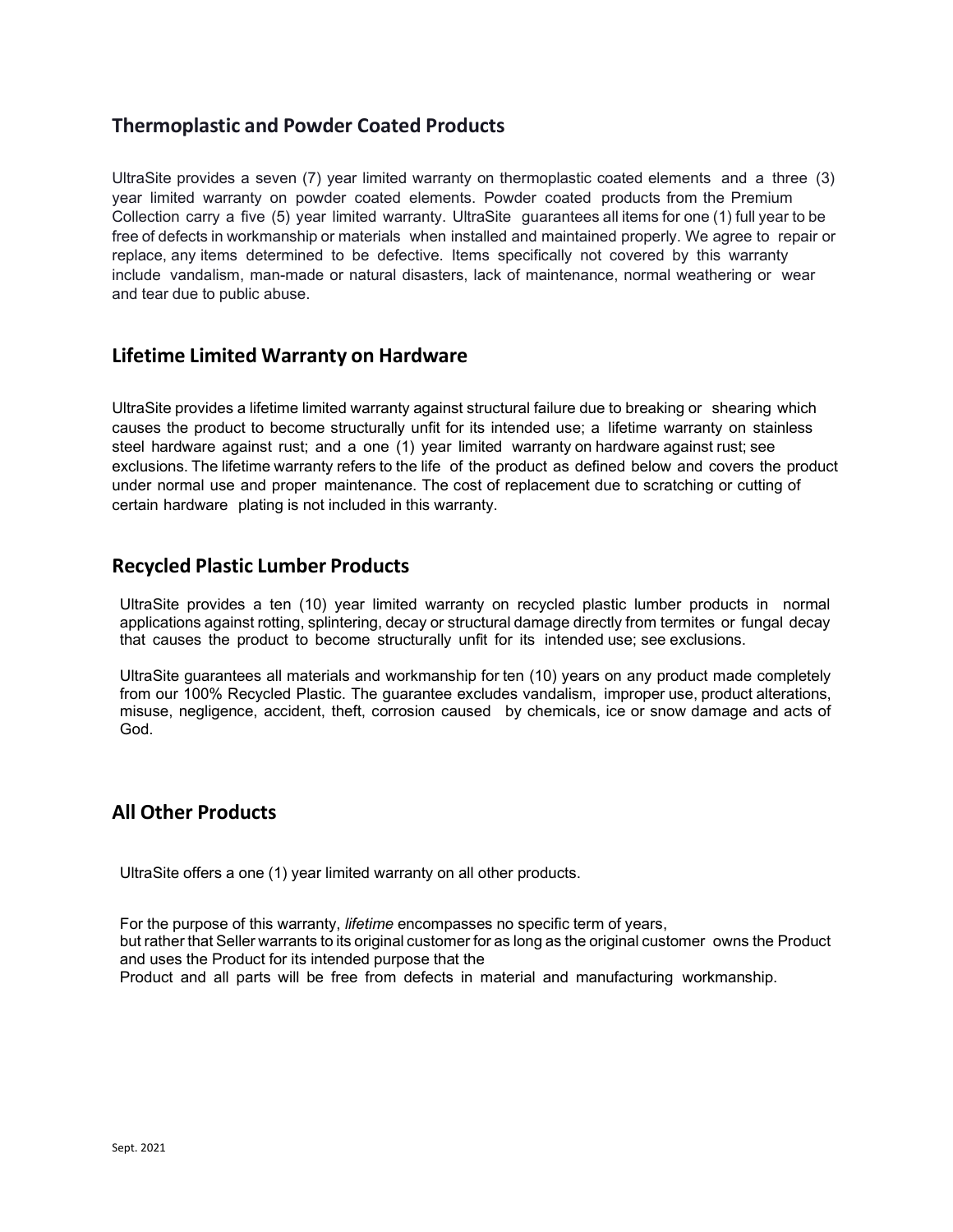## Thermoplastic and Powder Coated Products

UltraSite provides a seven (7) year limited warranty on thermoplastic coated elements and a three (3) year limited warranty on powder coated elements. Powder coated products from the Premium Collection carry a five (5) year limited warranty. UltraSite guarantees all items for one (1) full year to be free of defects in workmanship or materials when installed and maintained properly. We agree to repair or replace, any items determined to be defective. Items specifically not covered by this warranty include vandalism, man-made or natural disasters, lack of maintenance, normal weathering or wear and tear due to public abuse.

## Lifetime Limited Warranty on Hardware

UltraSite provides a lifetime limited warranty against structural failure due to breaking or shearing which causes the product to become structurally unfit for its intended use; a lifetime warranty on stainless steel hardware against rust; and a one (1) year limited warranty on hardware against rust; see exclusions. The lifetime warranty refers to the life of the product as defined below and covers the product under normal use and proper maintenance. The cost of replacement due to scratching or cutting of certain hardware plating is not included in this warranty.

## Recycled Plastic Lumber Products

UltraSite provides a ten (10) year limited warranty on recycled plastic lumber products in normal applications against rotting, splintering, decay or structural damage directly from termites or fungal decay that causes the product to become structurally unfit for its intended use; see exclusions.

UltraSite guarantees all materials and workmanship for ten (10) years on any product made completely from our 100% Recycled Plastic. The guarantee excludes vandalism, improper use, product alterations, misuse, negligence, accident, theft, corrosion caused by chemicals, ice or snow damage and acts of God.

## All Other Products

UltraSite offers a one (1) year limited warranty on all other products.

For the purpose of this warranty, *lifetime* encompasses no specific term of years, but rather that Seller warrants to its original customer for as long as the original customer owns the Product and uses the Product for its intended purpose that the Product and all parts will be free from defects in material and manufacturing workmanship.

Sept. 2021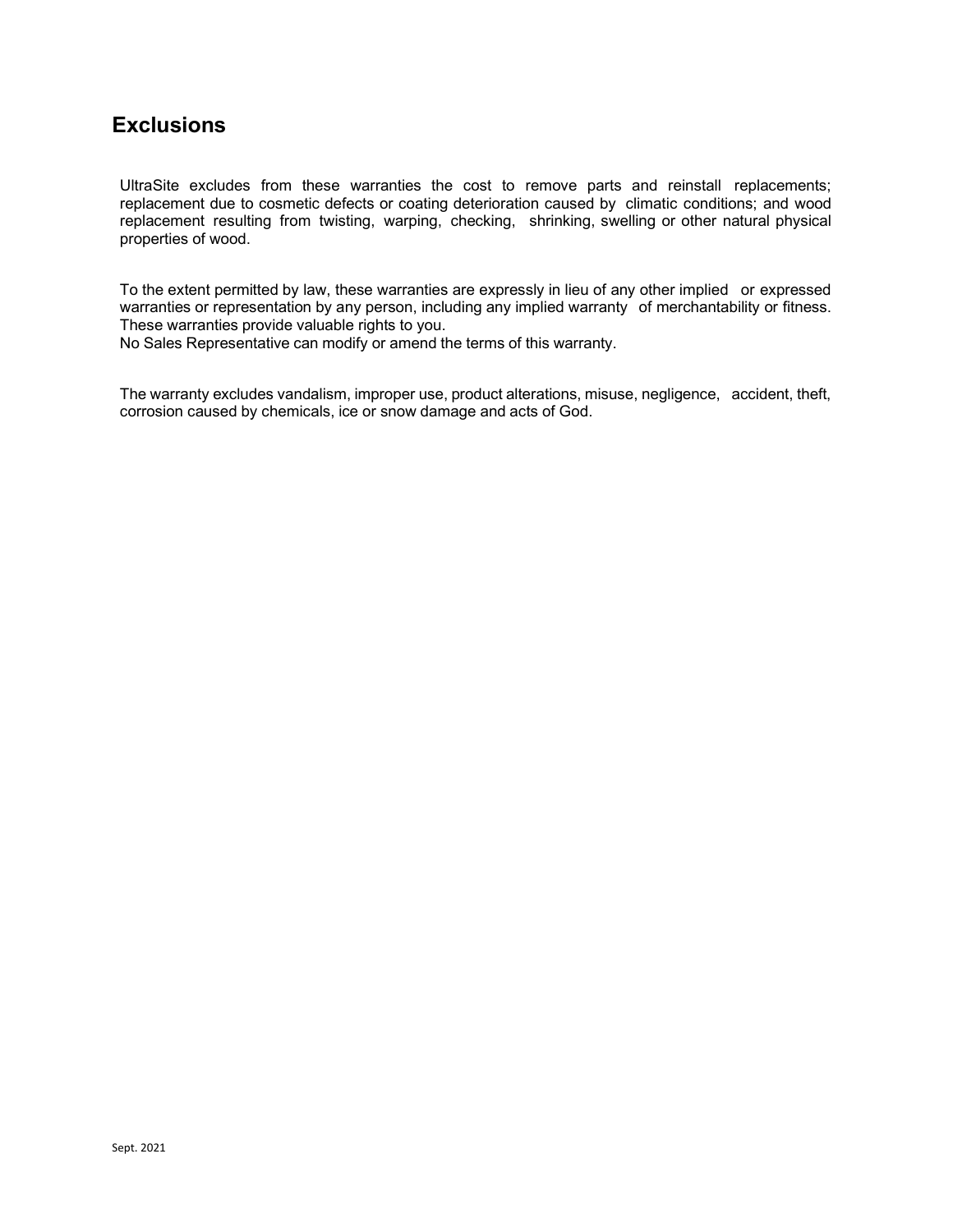## Exclusions

UltraSite excludes from these warranties the cost to remove parts and reinstall replacements; replacement due to cosmetic defects or coating deterioration caused by climatic conditions; and wood replacement resulting from twisting, warping, checking, shrinking, swelling or other natural physical properties of wood.

To the extent permitted by law, these warranties are expressly in lieu of any other implied or expressed warranties or representation by any person, including any implied warranty of merchantability or fitness. These warranties provide valuable rights to you.
No Sales Representative can modify or amend the terms of this warranty.

The warranty excludes vandalism, improper use, product alterations, misuse, negligence, accident, theft, corrosion caused by chemicals, ice or snow damage and acts of God.

Sept. 2021